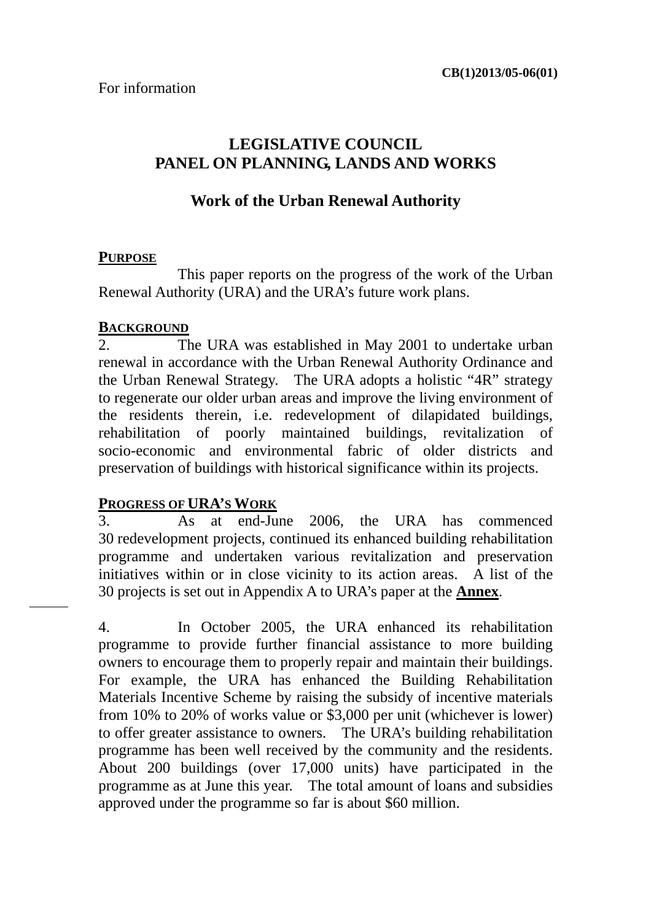CB(1)2013/05-06(01)

For information

# LEGISLATIVE COUNCIL
# PANEL ON PLANNING, LANDS AND WORKS

## Work of the Urban Renewal Authority

**PURPOSE**

This paper reports on the progress of the work of the Urban Renewal Authority (URA) and the URA's future work plans.

**BACKGROUND**

2. The URA was established in May 2001 to undertake urban renewal in accordance with the Urban Renewal Authority Ordinance and the Urban Renewal Strategy. The URA adopts a holistic "4R" strategy to regenerate our older urban areas and improve the living environment of the residents therein, i.e. redevelopment of dilapidated buildings, rehabilitation of poorly maintained buildings, revitalization of socio-economic and environmental fabric of older districts and preservation of buildings with historical significance within its projects.

**PROGRESS OF URA'S WORK**

3. As at end-June 2006, the URA has commenced 30 redevelopment projects, continued its enhanced building rehabilitation programme and undertaken various revitalization and preservation initiatives within or in close vicinity to its action areas. A list of the 30 projects is set out in Appendix A to URA's paper at the **Annex**.

4. In October 2005, the URA enhanced its rehabilitation programme to provide further financial assistance to more building owners to encourage them to properly repair and maintain their buildings. For example, the URA has enhanced the Building Rehabilitation Materials Incentive Scheme by raising the subsidy of incentive materials from 10% to 20% of works value or $3,000 per unit (whichever is lower) to offer greater assistance to owners. The URA's building rehabilitation programme has been well received by the community and the residents. About 200 buildings (over 17,000 units) have participated in the programme as at June this year. The total amount of loans and subsidies approved under the programme so far is about $60 million.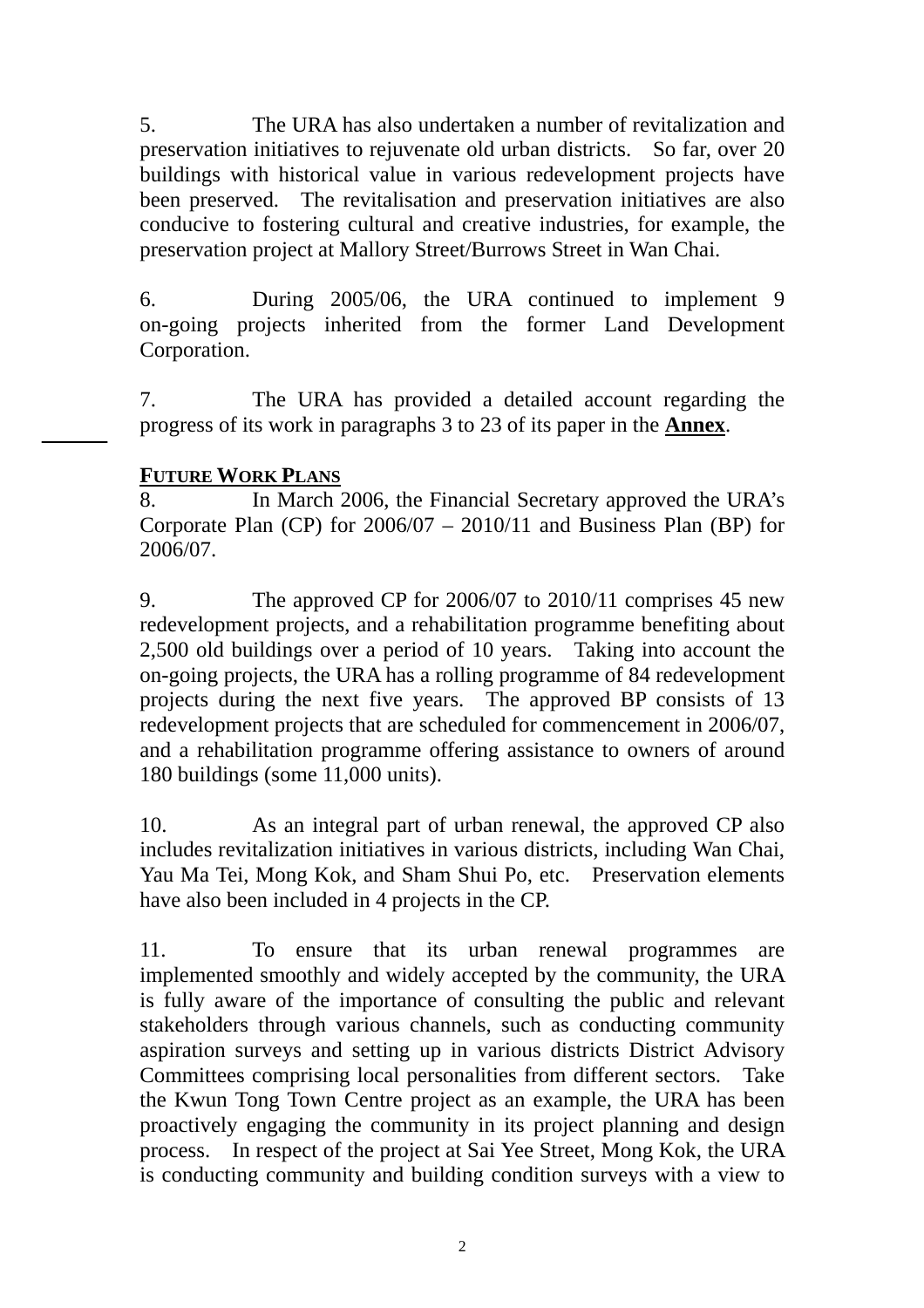5. The URA has also undertaken a number of revitalization and preservation initiatives to rejuvenate old urban districts. So far, over 20 buildings with historical value in various redevelopment projects have been preserved. The revitalisation and preservation initiatives are also conducive to fostering cultural and creative industries, for example, the preservation project at Mallory Street/Burrows Street in Wan Chai.

6. During 2005/06, the URA continued to implement 9 on-going projects inherited from the former Land Development Corporation.

7. The URA has provided a detailed account regarding the progress of its work in paragraphs 3 to 23 of its paper in the **Annex**.

## FUTURE WORK PLANS

8. In March 2006, the Financial Secretary approved the URA's Corporate Plan (CP) for 2006/07 – 2010/11 and Business Plan (BP) for 2006/07.

9. The approved CP for 2006/07 to 2010/11 comprises 45 new redevelopment projects, and a rehabilitation programme benefiting about 2,500 old buildings over a period of 10 years. Taking into account the on-going projects, the URA has a rolling programme of 84 redevelopment projects during the next five years. The approved BP consists of 13 redevelopment projects that are scheduled for commencement in 2006/07, and a rehabilitation programme offering assistance to owners of around 180 buildings (some 11,000 units).

10. As an integral part of urban renewal, the approved CP also includes revitalization initiatives in various districts, including Wan Chai, Yau Ma Tei, Mong Kok, and Sham Shui Po, etc. Preservation elements have also been included in 4 projects in the CP.

11. To ensure that its urban renewal programmes are implemented smoothly and widely accepted by the community, the URA is fully aware of the importance of consulting the public and relevant stakeholders through various channels, such as conducting community aspiration surveys and setting up in various districts District Advisory Committees comprising local personalities from different sectors. Take the Kwun Tong Town Centre project as an example, the URA has been proactively engaging the community in its project planning and design process. In respect of the project at Sai Yee Street, Mong Kok, the URA is conducting community and building condition surveys with a view to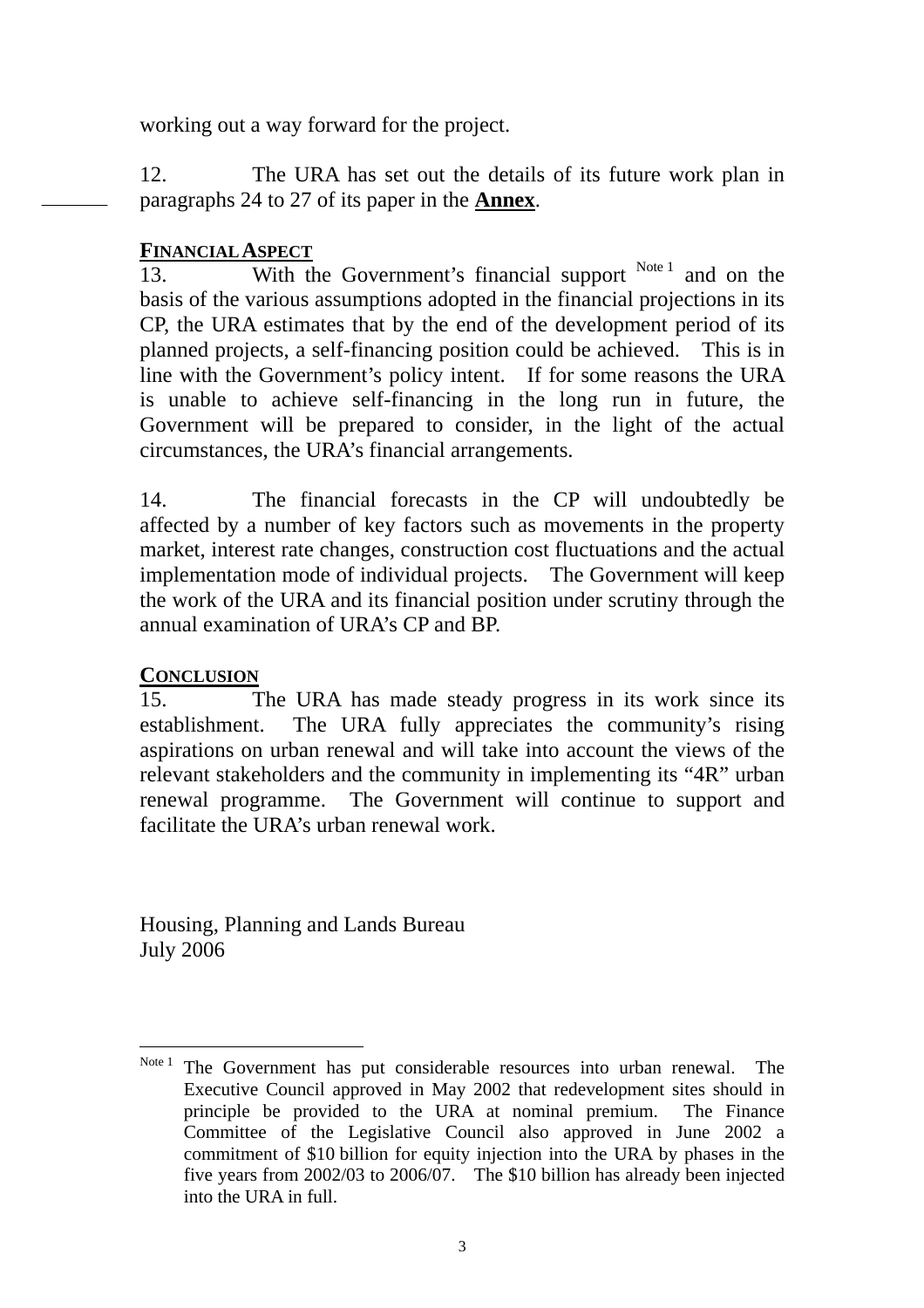working out a way forward for the project.

12. The URA has set out the details of its future work plan in paragraphs 24 to 27 of its paper in the **Annex**.

## FINANCIAL ASPECT

13. With the Government's financial support [Note 1] and on the basis of the various assumptions adopted in the financial projections in its CP, the URA estimates that by the end of the development period of its planned projects, a self-financing position could be achieved. This is in line with the Government's policy intent. If for some reasons the URA is unable to achieve self-financing in the long run in future, the Government will be prepared to consider, in the light of the actual circumstances, the URA's financial arrangements.

14. The financial forecasts in the CP will undoubtedly be affected by a number of key factors such as movements in the property market, interest rate changes, construction cost fluctuations and the actual implementation mode of individual projects. The Government will keep the work of the URA and its financial position under scrutiny through the annual examination of URA's CP and BP.

## CONCLUSION

15. The URA has made steady progress in its work since its establishment. The URA fully appreciates the community's rising aspirations on urban renewal and will take into account the views of the relevant stakeholders and the community in implementing its "4R" urban renewal programme. The Government will continue to support and facilitate the URA's urban renewal work.

Housing, Planning and Lands Bureau
July 2006

---

[Note 1] The Government has put considerable resources into urban renewal. The Executive Council approved in May 2002 that redevelopment sites should in principle be provided to the URA at nominal premium. The Finance Committee of the Legislative Council also approved in June 2002 a commitment of $10 billion for equity injection into the URA by phases in the five years from 2002/03 to 2006/07. The $10 billion has already been injected into the URA in full.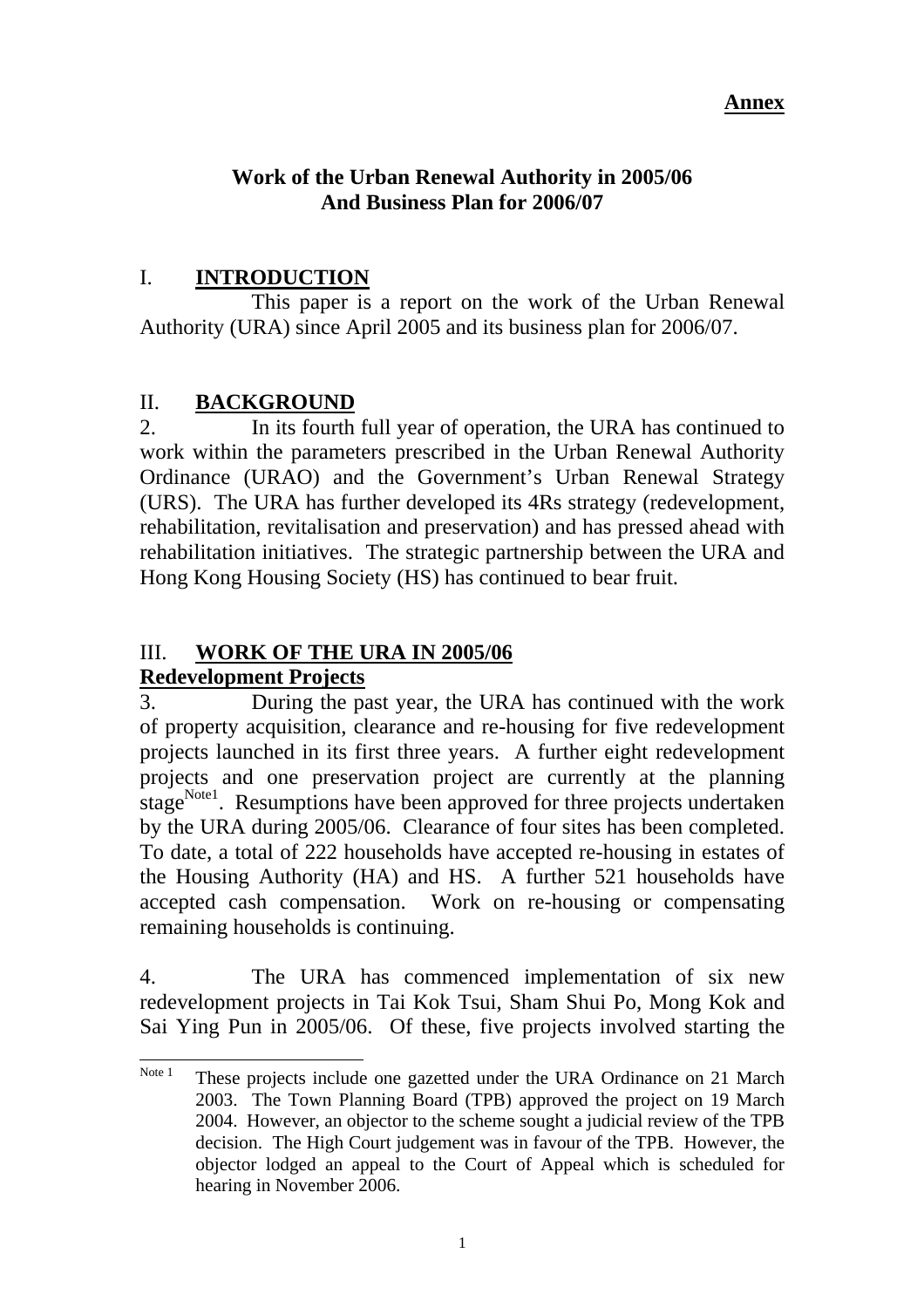**Annex**

# Work of the Urban Renewal Authority in 2005/06 And Business Plan for 2006/07

## I. INTRODUCTION

This paper is a report on the work of the Urban Renewal Authority (URA) since April 2005 and its business plan for 2006/07.

## II. BACKGROUND

2. In its fourth full year of operation, the URA has continued to work within the parameters prescribed in the Urban Renewal Authority Ordinance (URAO) and the Government's Urban Renewal Strategy (URS). The URA has further developed its 4Rs strategy (redevelopment, rehabilitation, revitalisation and preservation) and has pressed ahead with rehabilitation initiatives. The strategic partnership between the URA and Hong Kong Housing Society (HS) has continued to bear fruit.

## III. WORK OF THE URA IN 2005/06

### Redevelopment Projects

3. During the past year, the URA has continued with the work of property acquisition, clearance and re-housing for five redevelopment projects launched in its first three years. A further eight redevelopment projects and one preservation project are currently at the planning stage[Note1]. Resumptions have been approved for three projects undertaken by the URA during 2005/06. Clearance of four sites has been completed. To date, a total of 222 households have accepted re-housing in estates of the Housing Authority (HA) and HS. A further 521 households have accepted cash compensation. Work on re-housing or compensating remaining households is continuing.

4. The URA has commenced implementation of six new redevelopment projects in Tai Kok Tsui, Sham Shui Po, Mong Kok and Sai Ying Pun in 2005/06. Of these, five projects involved starting the

---

Note 1 These projects include one gazetted under the URA Ordinance on 21 March 2003. The Town Planning Board (TPB) approved the project on 19 March 2004. However, an objector to the scheme sought a judicial review of the TPB decision. The High Court judgement was in favour of the TPB. However, the objector lodged an appeal to the Court of Appeal which is scheduled for hearing in November 2006.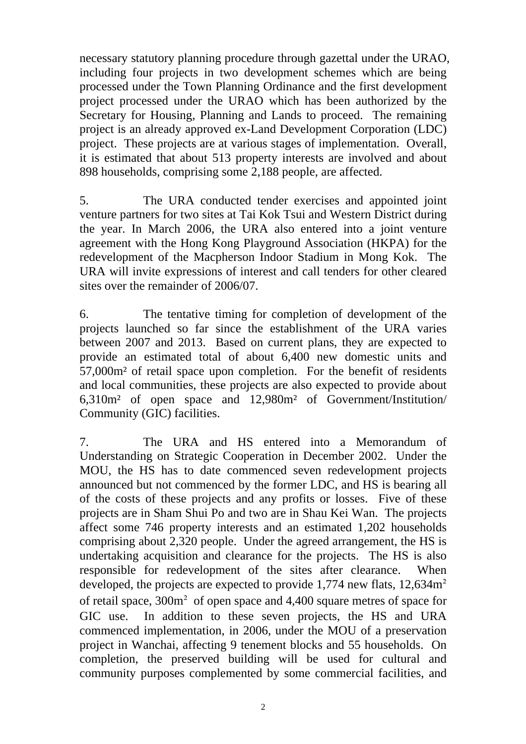necessary statutory planning procedure through gazettal under the URAO, including four projects in two development schemes which are being processed under the Town Planning Ordinance and the first development project processed under the URAO which has been authorized by the Secretary for Housing, Planning and Lands to proceed. The remaining project is an already approved ex-Land Development Corporation (LDC) project. These projects are at various stages of implementation. Overall, it is estimated that about 513 property interests are involved and about 898 households, comprising some 2,188 people, are affected.

5. The URA conducted tender exercises and appointed joint venture partners for two sites at Tai Kok Tsui and Western District during the year. In March 2006, the URA also entered into a joint venture agreement with the Hong Kong Playground Association (HKPA) for the redevelopment of the Macpherson Indoor Stadium in Mong Kok. The URA will invite expressions of interest and call tenders for other cleared sites over the remainder of 2006/07.

6. The tentative timing for completion of development of the projects launched so far since the establishment of the URA varies between 2007 and 2013. Based on current plans, they are expected to provide an estimated total of about 6,400 new domestic units and 57,000m² of retail space upon completion. For the benefit of residents and local communities, these projects are also expected to provide about 6,310m² of open space and 12,980m² of Government/Institution/ Community (GIC) facilities.

7. The URA and HS entered into a Memorandum of Understanding on Strategic Cooperation in December 2002. Under the MOU, the HS has to date commenced seven redevelopment projects announced but not commenced by the former LDC, and HS is bearing all of the costs of these projects and any profits or losses. Five of these projects are in Sham Shui Po and two are in Shau Kei Wan. The projects affect some 746 property interests and an estimated 1,202 households comprising about 2,320 people. Under the agreed arrangement, the HS is undertaking acquisition and clearance for the projects. The HS is also responsible for redevelopment of the sites after clearance. When developed, the projects are expected to provide 1,774 new flats, 12,634m² of retail space, 300m² of open space and 4,400 square metres of space for GIC use. In addition to these seven projects, the HS and URA commenced implementation, in 2006, under the MOU of a preservation project in Wanchai, affecting 9 tenement blocks and 55 households. On completion, the preserved building will be used for cultural and community purposes complemented by some commercial facilities, and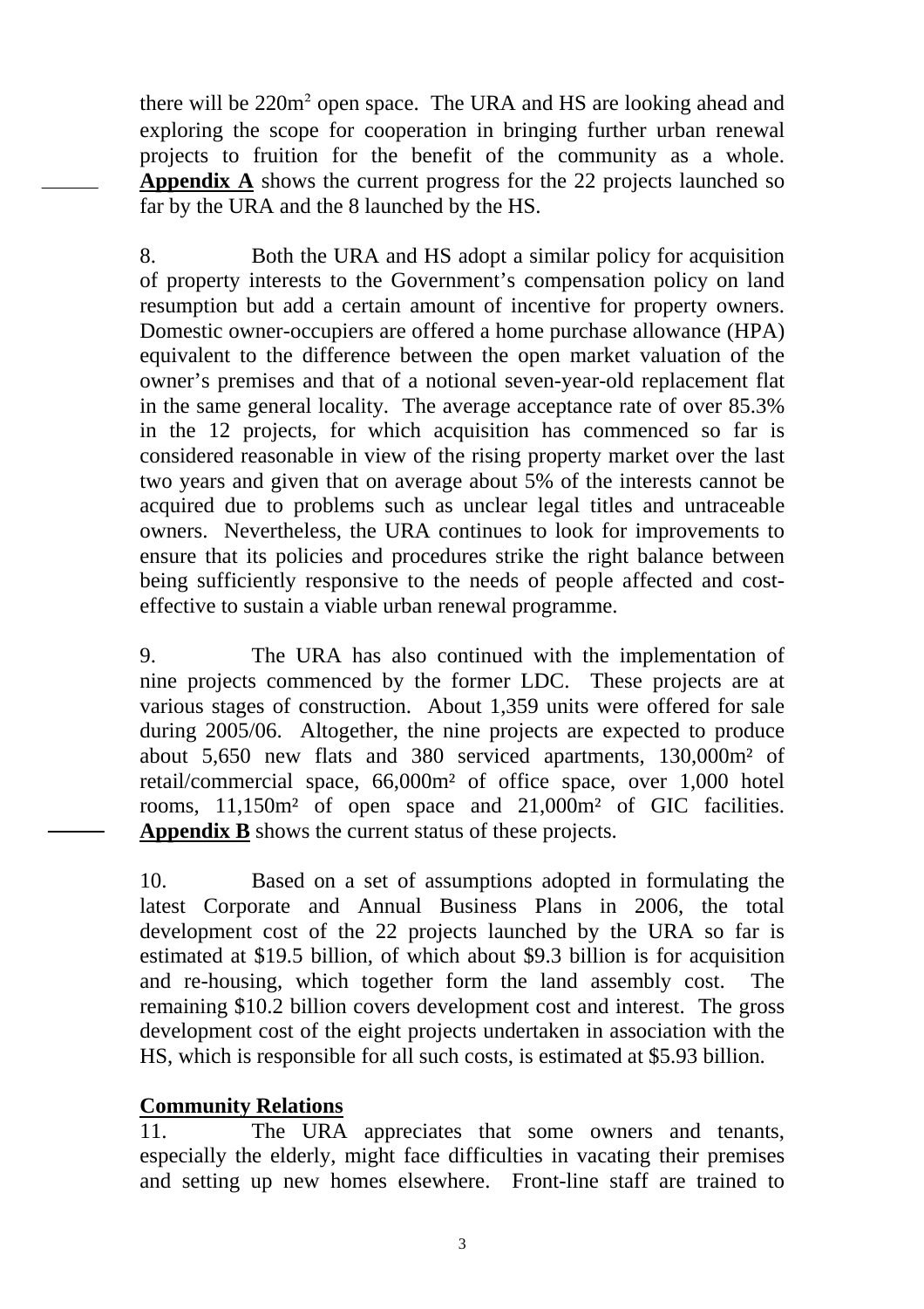there will be $220m^2$ open space. The URA and HS are looking ahead and exploring the scope for cooperation in bringing further urban renewal projects to fruition for the benefit of the community as a whole. **Appendix A** shows the current progress for the 22 projects launched so far by the URA and the 8 launched by the HS.

8. Both the URA and HS adopt a similar policy for acquisition of property interests to the Government's compensation policy on land resumption but add a certain amount of incentive for property owners. Domestic owner-occupiers are offered a home purchase allowance (HPA) equivalent to the difference between the open market valuation of the owner's premises and that of a notional seven-year-old replacement flat in the same general locality. The average acceptance rate of over 85.3% in the 12 projects, for which acquisition has commenced so far is considered reasonable in view of the rising property market over the last two years and given that on average about 5% of the interests cannot be acquired due to problems such as unclear legal titles and untraceable owners. Nevertheless, the URA continues to look for improvements to ensure that its policies and procedures strike the right balance between being sufficiently responsive to the needs of people affected and cost-effective to sustain a viable urban renewal programme.

9. The URA has also continued with the implementation of nine projects commenced by the former LDC. These projects are at various stages of construction. About 1,359 units were offered for sale during 2005/06. Altogether, the nine projects are expected to produce about 5,650 new flats and 380 serviced apartments, 130,000m² of retail/commercial space, 66,000m² of office space, over 1,000 hotel rooms, 11,150m² of open space and 21,000m² of GIC facilities. **Appendix B** shows the current status of these projects.

10. Based on a set of assumptions adopted in formulating the latest Corporate and Annual Business Plans in 2006, the total development cost of the 22 projects launched by the URA so far is estimated at $19.5 billion, of which about $9.3 billion is for acquisition and re-housing, which together form the land assembly cost. The remaining $10.2 billion covers development cost and interest. The gross development cost of the eight projects undertaken in association with the HS, which is responsible for all such costs, is estimated at $5.93 billion.

**Community Relations**

11. The URA appreciates that some owners and tenants, especially the elderly, might face difficulties in vacating their premises and setting up new homes elsewhere. Front-line staff are trained to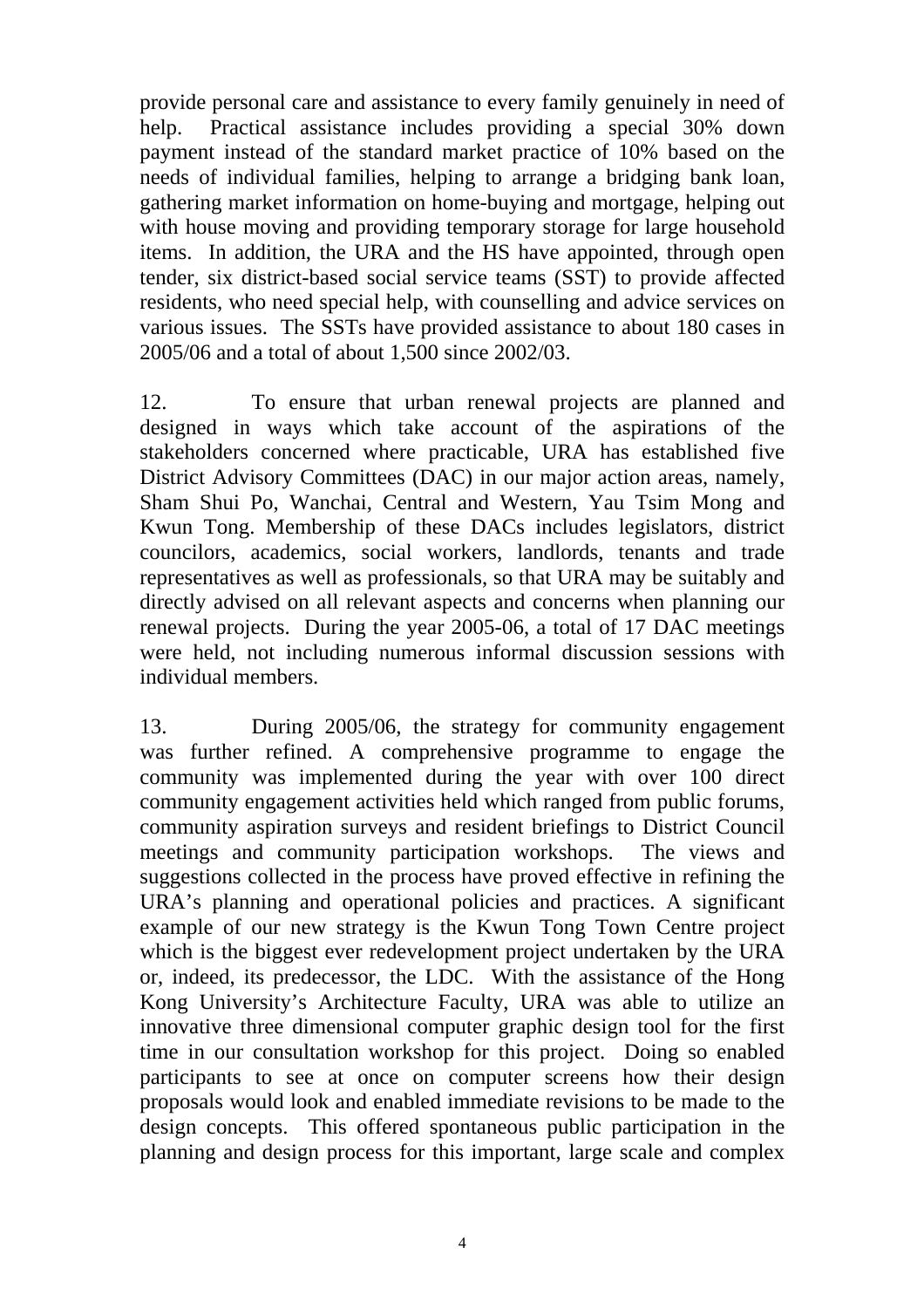provide personal care and assistance to every family genuinely in need of help. Practical assistance includes providing a special 30% down payment instead of the standard market practice of 10% based on the needs of individual families, helping to arrange a bridging bank loan, gathering market information on home-buying and mortgage, helping out with house moving and providing temporary storage for large household items. In addition, the URA and the HS have appointed, through open tender, six district-based social service teams (SST) to provide affected residents, who need special help, with counselling and advice services on various issues. The SSTs have provided assistance to about 180 cases in 2005/06 and a total of about 1,500 since 2002/03.

12. To ensure that urban renewal projects are planned and designed in ways which take account of the aspirations of the stakeholders concerned where practicable, URA has established five District Advisory Committees (DAC) in our major action areas, namely, Sham Shui Po, Wanchai, Central and Western, Yau Tsim Mong and Kwun Tong. Membership of these DACs includes legislators, district councilors, academics, social workers, landlords, tenants and trade representatives as well as professionals, so that URA may be suitably and directly advised on all relevant aspects and concerns when planning our renewal projects. During the year 2005-06, a total of 17 DAC meetings were held, not including numerous informal discussion sessions with individual members.

13. During 2005/06, the strategy for community engagement was further refined. A comprehensive programme to engage the community was implemented during the year with over 100 direct community engagement activities held which ranged from public forums, community aspiration surveys and resident briefings to District Council meetings and community participation workshops. The views and suggestions collected in the process have proved effective in refining the URA's planning and operational policies and practices. A significant example of our new strategy is the Kwun Tong Town Centre project which is the biggest ever redevelopment project undertaken by the URA or, indeed, its predecessor, the LDC. With the assistance of the Hong Kong University's Architecture Faculty, URA was able to utilize an innovative three dimensional computer graphic design tool for the first time in our consultation workshop for this project. Doing so enabled participants to see at once on computer screens how their design proposals would look and enabled immediate revisions to be made to the design concepts. This offered spontaneous public participation in the planning and design process for this important, large scale and complex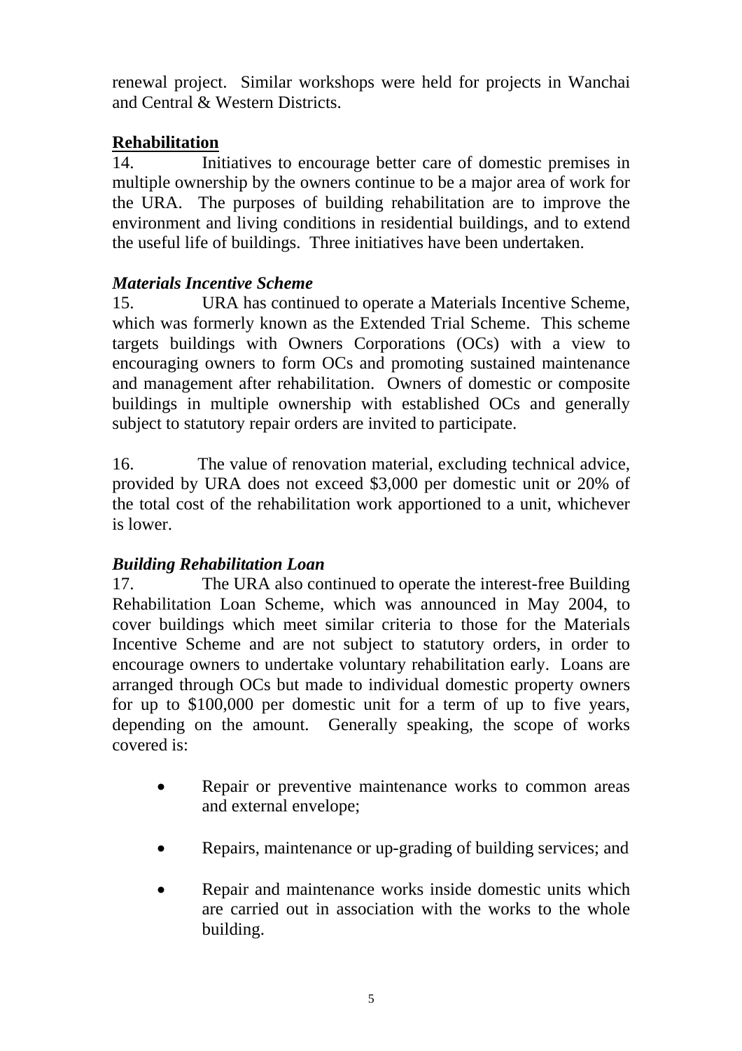renewal project. Similar workshops were held for projects in Wanchai and Central & Western Districts.

## Rehabilitation

14. Initiatives to encourage better care of domestic premises in multiple ownership by the owners continue to be a major area of work for the URA. The purposes of building rehabilitation are to improve the environment and living conditions in residential buildings, and to extend the useful life of buildings. Three initiatives have been undertaken.

### *Materials Incentive Scheme*

15. URA has continued to operate a Materials Incentive Scheme, which was formerly known as the Extended Trial Scheme. This scheme targets buildings with Owners Corporations (OCs) with a view to encouraging owners to form OCs and promoting sustained maintenance and management after rehabilitation. Owners of domestic or composite buildings in multiple ownership with established OCs and generally subject to statutory repair orders are invited to participate.

16. The value of renovation material, excluding technical advice, provided by URA does not exceed $3,000 per domestic unit or 20% of the total cost of the rehabilitation work apportioned to a unit, whichever is lower.

### *Building Rehabilitation Loan*

17. The URA also continued to operate the interest-free Building Rehabilitation Loan Scheme, which was announced in May 2004, to cover buildings which meet similar criteria to those for the Materials Incentive Scheme and are not subject to statutory orders, in order to encourage owners to undertake voluntary rehabilitation early. Loans are arranged through OCs but made to individual domestic property owners for up to $100,000 per domestic unit for a term of up to five years, depending on the amount. Generally speaking, the scope of works covered is:

- Repair or preventive maintenance works to common areas and external envelope;
- Repairs, maintenance or up-grading of building services; and
- Repair and maintenance works inside domestic units which are carried out in association with the works to the whole building.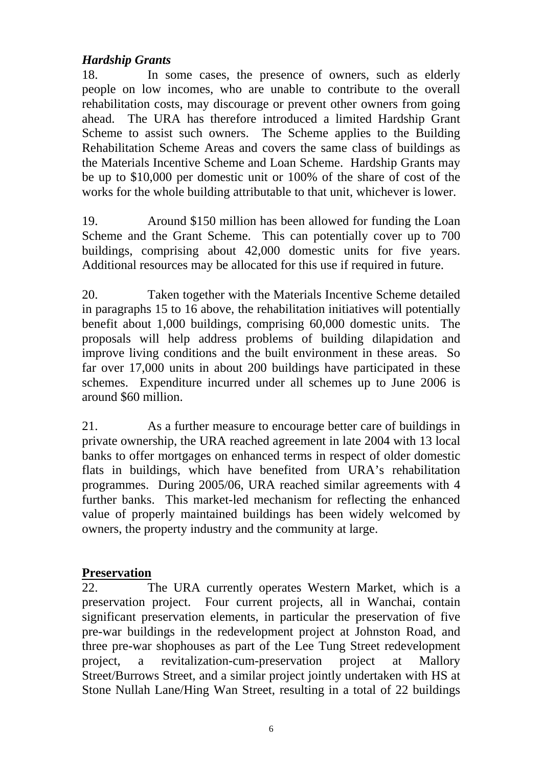### *Hardship Grants*

18. In some cases, the presence of owners, such as elderly people on low incomes, who are unable to contribute to the overall rehabilitation costs, may discourage or prevent other owners from going ahead. The URA has therefore introduced a limited Hardship Grant Scheme to assist such owners. The Scheme applies to the Building Rehabilitation Scheme Areas and covers the same class of buildings as the Materials Incentive Scheme and Loan Scheme. Hardship Grants may be up to $10,000 per domestic unit or 100% of the share of cost of the works for the whole building attributable to that unit, whichever is lower.

19. Around $150 million has been allowed for funding the Loan Scheme and the Grant Scheme. This can potentially cover up to 700 buildings, comprising about 42,000 domestic units for five years. Additional resources may be allocated for this use if required in future.

20. Taken together with the Materials Incentive Scheme detailed in paragraphs 15 to 16 above, the rehabilitation initiatives will potentially benefit about 1,000 buildings, comprising 60,000 domestic units. The proposals will help address problems of building dilapidation and improve living conditions and the built environment in these areas. So far over 17,000 units in about 200 buildings have participated in these schemes. Expenditure incurred under all schemes up to June 2006 is around $60 million.

21. As a further measure to encourage better care of buildings in private ownership, the URA reached agreement in late 2004 with 13 local banks to offer mortgages on enhanced terms in respect of older domestic flats in buildings, which have benefited from URA's rehabilitation programmes. During 2005/06, URA reached similar agreements with 4 further banks. This market-led mechanism for reflecting the enhanced value of properly maintained buildings has been widely welcomed by owners, the property industry and the community at large.

## Preservation

22. The URA currently operates Western Market, which is a preservation project. Four current projects, all in Wanchai, contain significant preservation elements, in particular the preservation of five pre-war buildings in the redevelopment project at Johnston Road, and three pre-war shophouses as part of the Lee Tung Street redevelopment project, a revitalization-cum-preservation project at Mallory Street/Burrows Street, and a similar project jointly undertaken with HS at Stone Nullah Lane/Hing Wan Street, resulting in a total of 22 buildings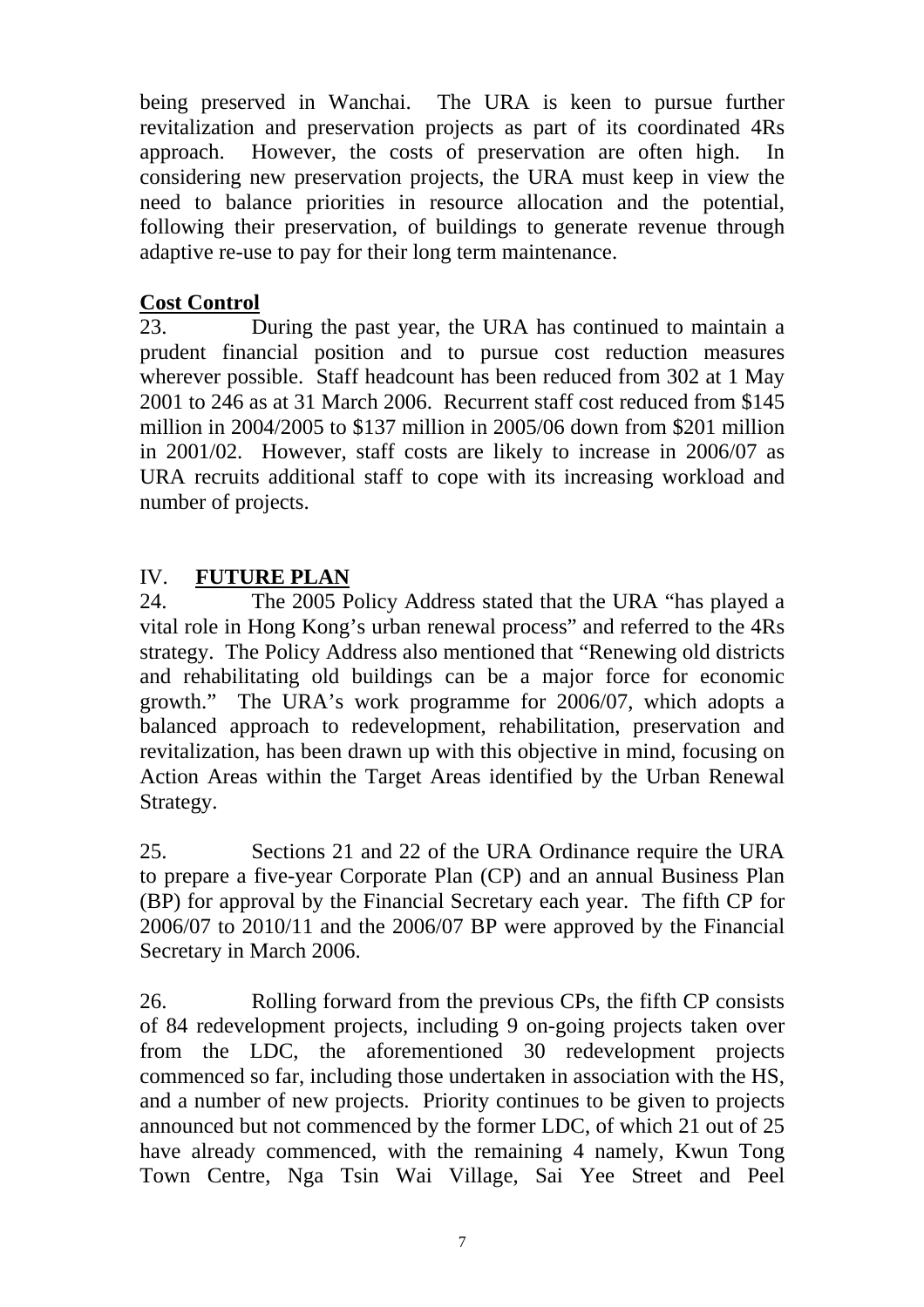being preserved in Wanchai. The URA is keen to pursue further revitalization and preservation projects as part of its coordinated 4Rs approach. However, the costs of preservation are often high. In considering new preservation projects, the URA must keep in view the need to balance priorities in resource allocation and the potential, following their preservation, of buildings to generate revenue through adaptive re-use to pay for their long term maintenance.

**Cost Control**

23. During the past year, the URA has continued to maintain a prudent financial position and to pursue cost reduction measures wherever possible. Staff headcount has been reduced from 302 at 1 May 2001 to 246 as at 31 March 2006. Recurrent staff cost reduced from $145 million in 2004/2005 to $137 million in 2005/06 down from $201 million in 2001/02. However, staff costs are likely to increase in 2006/07 as URA recruits additional staff to cope with its increasing workload and number of projects.

## IV. **FUTURE PLAN**

24. The 2005 Policy Address stated that the URA "has played a vital role in Hong Kong's urban renewal process" and referred to the 4Rs strategy. The Policy Address also mentioned that "Renewing old districts and rehabilitating old buildings can be a major force for economic growth." The URA's work programme for 2006/07, which adopts a balanced approach to redevelopment, rehabilitation, preservation and revitalization, has been drawn up with this objective in mind, focusing on Action Areas within the Target Areas identified by the Urban Renewal Strategy.

25. Sections 21 and 22 of the URA Ordinance require the URA to prepare a five-year Corporate Plan (CP) and an annual Business Plan (BP) for approval by the Financial Secretary each year. The fifth CP for 2006/07 to 2010/11 and the 2006/07 BP were approved by the Financial Secretary in March 2006.

26. Rolling forward from the previous CPs, the fifth CP consists of 84 redevelopment projects, including 9 on-going projects taken over from the LDC, the aforementioned 30 redevelopment projects commenced so far, including those undertaken in association with the HS, and a number of new projects. Priority continues to be given to projects announced but not commenced by the former LDC, of which 21 out of 25 have already commenced, with the remaining 4 namely, Kwun Tong Town Centre, Nga Tsin Wai Village, Sai Yee Street and Peel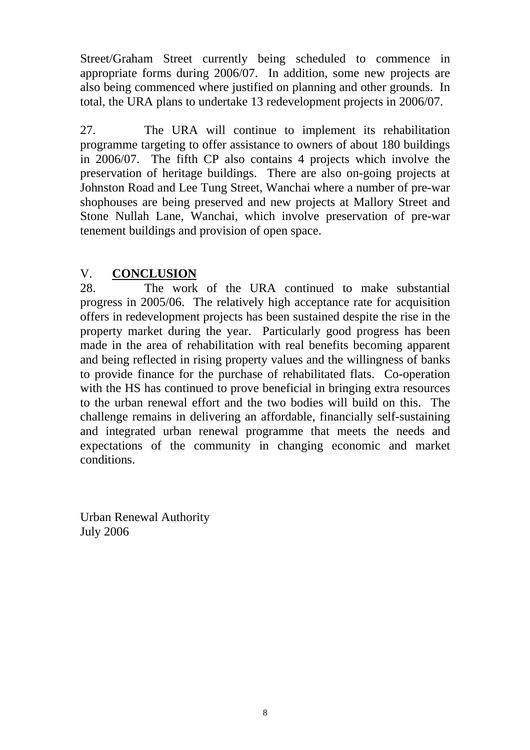Street/Graham Street currently being scheduled to commence in appropriate forms during 2006/07. In addition, some new projects are also being commenced where justified on planning and other grounds. In total, the URA plans to undertake 13 redevelopment projects in 2006/07.

27. The URA will continue to implement its rehabilitation programme targeting to offer assistance to owners of about 180 buildings in 2006/07. The fifth CP also contains 4 projects which involve the preservation of heritage buildings. There are also on-going projects at Johnston Road and Lee Tung Street, Wanchai where a number of pre-war shophouses are being preserved and new projects at Mallory Street and Stone Nullah Lane, Wanchai, which involve preservation of pre-war tenement buildings and provision of open space.

## V. **CONCLUSION**

28. The work of the URA continued to make substantial progress in 2005/06. The relatively high acceptance rate for acquisition offers in redevelopment projects has been sustained despite the rise in the property market during the year. Particularly good progress has been made in the area of rehabilitation with real benefits becoming apparent and being reflected in rising property values and the willingness of banks to provide finance for the purchase of rehabilitated flats. Co-operation with the HS has continued to prove beneficial in bringing extra resources to the urban renewal effort and the two bodies will build on this. The challenge remains in delivering an affordable, financially self-sustaining and integrated urban renewal programme that meets the needs and expectations of the community in changing economic and market conditions.

Urban Renewal Authority
July 2006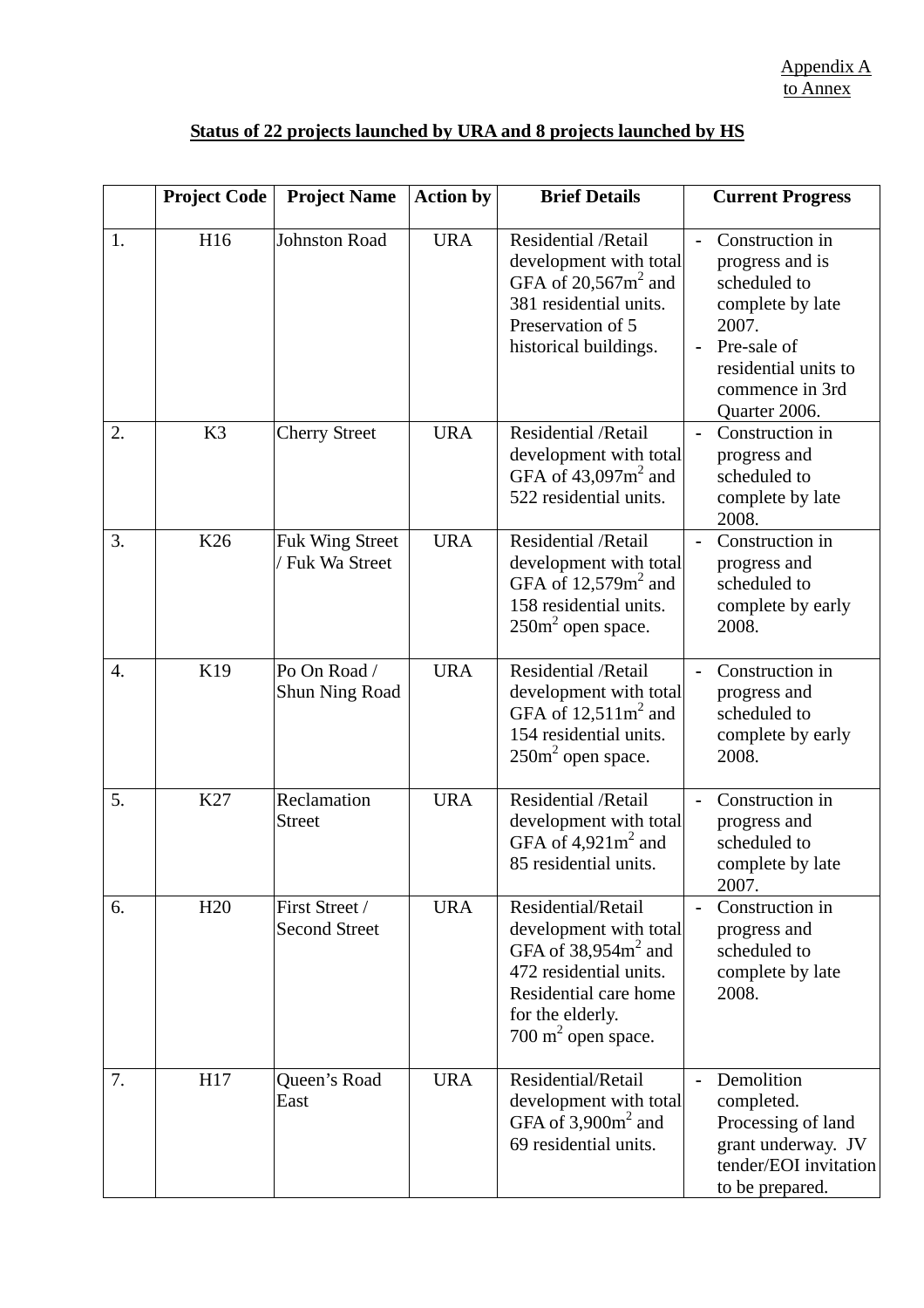Appendix A
to Annex

**Status of 22 projects launched by URA and 8 projects launched by HS**

| | Project Code | Project Name | Action by | Brief Details | Current Progress |
|---|---|---|---|---|---|
| 1. | H16 | Johnston Road | URA | Residential /Retail development with total GFA of 20,567m$^2$ and 381 residential units. Preservation of 5 historical buildings. | - Construction in progress and is scheduled to complete by late 2007.<br>- Pre-sale of residential units to commence in 3rd Quarter 2006. |
| 2. | K3 | Cherry Street | URA | Residential /Retail development with total GFA of 43,097m$^2$ and 522 residential units. | - Construction in progress and scheduled to complete by late 2008. |
| 3. | K26 | Fuk Wing Street / Fuk Wa Street | URA | Residential /Retail development with total GFA of 12,579m$^2$ and 158 residential units. 250m$^2$ open space. | - Construction in progress and scheduled to complete by early 2008. |
| 4. | K19 | Po On Road / Shun Ning Road | URA | Residential /Retail development with total GFA of 12,511m$^2$ and 154 residential units. 250m$^2$ open space. | - Construction in progress and scheduled to complete by early 2008. |
| 5. | K27 | Reclamation Street | URA | Residential /Retail development with total GFA of 4,921m$^2$ and 85 residential units. | - Construction in progress and scheduled to complete by late 2007. |
| 6. | H20 | First Street / Second Street | URA | Residential/Retail development with total GFA of 38,954m$^2$ and 472 residential units. Residential care home for the elderly. 700 m$^2$ open space. | - Construction in progress and scheduled to complete by late 2008. |
| 7. | H17 | Queen's Road East | URA | Residential/Retail development with total GFA of 3,900m$^2$ and 69 residential units. | - Demolition completed. Processing of land grant underway. JV tender/EOI invitation to be prepared. |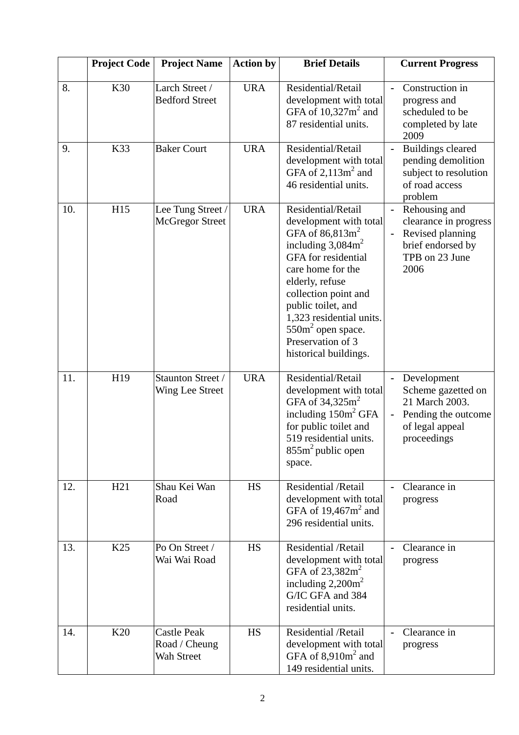| | Project Code | Project Name | Action by | Brief Details | Current Progress |
|---|---|---|---|---|---|
| 8. | K30 | Larch Street / Bedford Street | URA | Residential/Retail development with total GFA of 10,327m$^2$ and 87 residential units. | - Construction in progress and scheduled to be completed by late 2009 |
| 9. | K33 | Baker Court | URA | Residential/Retail development with total GFA of 2,113m$^2$ and 46 residential units. | - Buildings cleared pending demolition subject to resolution of road access problem |
| 10. | H15 | Lee Tung Street / McGregor Street | URA | Residential/Retail development with total GFA of 86,813m$^2$ including 3,084m$^2$ GFA for residential care home for the elderly, refuse collection point and public toilet, and 1,323 residential units. 550m$^2$ open space. Preservation of 3 historical buildings. | - Rehousing and clearance in progress<br>- Revised planning brief endorsed by TPB on 23 June 2006 |
| 11. | H19 | Staunton Street / Wing Lee Street | URA | Residential/Retail development with total GFA of 34,325m$^2$ including 150m$^2$ GFA for public toilet and 519 residential units. 855m$^2$ public open space. | - Development Scheme gazetted on 21 March 2003.<br>- Pending the outcome of legal appeal proceedings |
| 12. | H21 | Shau Kei Wan Road | HS | Residential /Retail development with total GFA of 19,467m$^2$ and 296 residential units. | - Clearance in progress |
| 13. | K25 | Po On Street / Wai Wai Road | HS | Residential /Retail development with total GFA of 23,382m$^2$ including 2,200m$^2$ G/IC GFA and 384 residential units. | - Clearance in progress |
| 14. | K20 | Castle Peak Road / Cheung Wah Street | HS | Residential /Retail development with total GFA of 8,910m$^2$ and 149 residential units. | - Clearance in progress |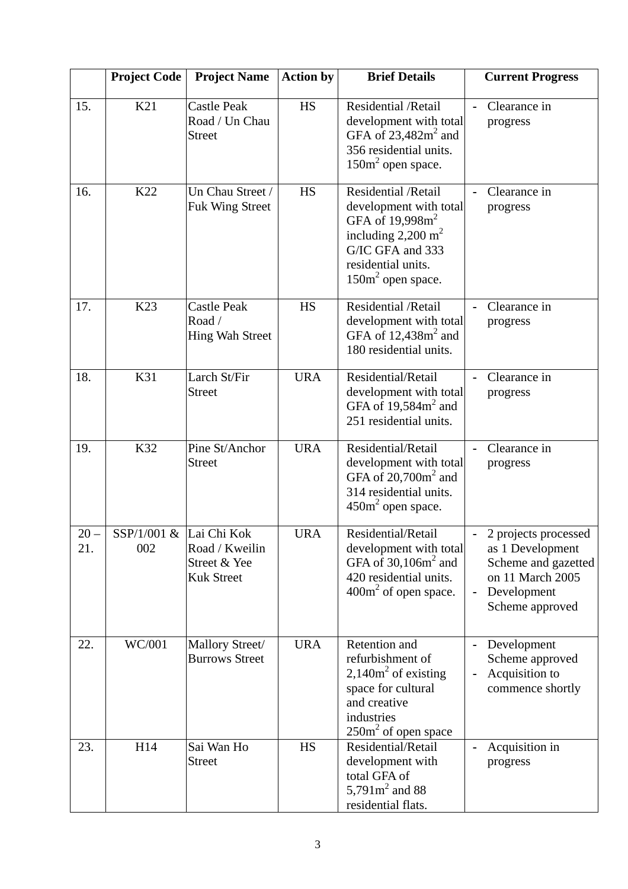|  | Project Code | Project Name | Action by | Brief Details | Current Progress |
| --- | --- | --- | --- | --- | --- |
| 15. | K21 | Castle Peak Road / Un Chau Street | HS | Residential /Retail development with total GFA of $23,482m^2$ and 356 residential units. $150m^2$ open space. | - Clearance in progress |
| 16. | K22 | Un Chau Street / Fuk Wing Street | HS | Residential /Retail development with total GFA of $19,998m^2$ including $2,200\ m^2$ G/IC GFA and 333 residential units. $150m^2$ open space. | - Clearance in progress |
| 17. | K23 | Castle Peak Road / Hing Wah Street | HS | Residential /Retail development with total GFA of $12,438m^2$ and 180 residential units. | - Clearance in progress |
| 18. | K31 | Larch St/Fir Street | URA | Residential/Retail development with total GFA of $19,584m^2$ and 251 residential units. | - Clearance in progress |
| 19. | K32 | Pine St/Anchor Street | URA | Residential/Retail development with total GFA of $20,700m^2$ and 314 residential units. $450m^2$ open space. | - Clearance in progress |
| 20 – 21. | SSP/1/001 & 002 | Lai Chi Kok Road / Kweilin Street & Yee Kuk Street | URA | Residential/Retail development with total GFA of $30,106m^2$ and 420 residential units. $400m^2$ of open space. | - 2 projects processed as 1 Development Scheme and gazetted on 11 March 2005<br>- Development Scheme approved |
| 22. | WC/001 | Mallory Street/ Burrows Street | URA | Retention and refurbishment of $2,140m^2$ of existing space for cultural and creative industries $250m^2$ of open space | - Development Scheme approved<br>- Acquisition to commence shortly |
| 23. | H14 | Sai Wan Ho Street | HS | Residential/Retail development with total GFA of $5,791m^2$ and 88 residential flats. | - Acquisition in progress |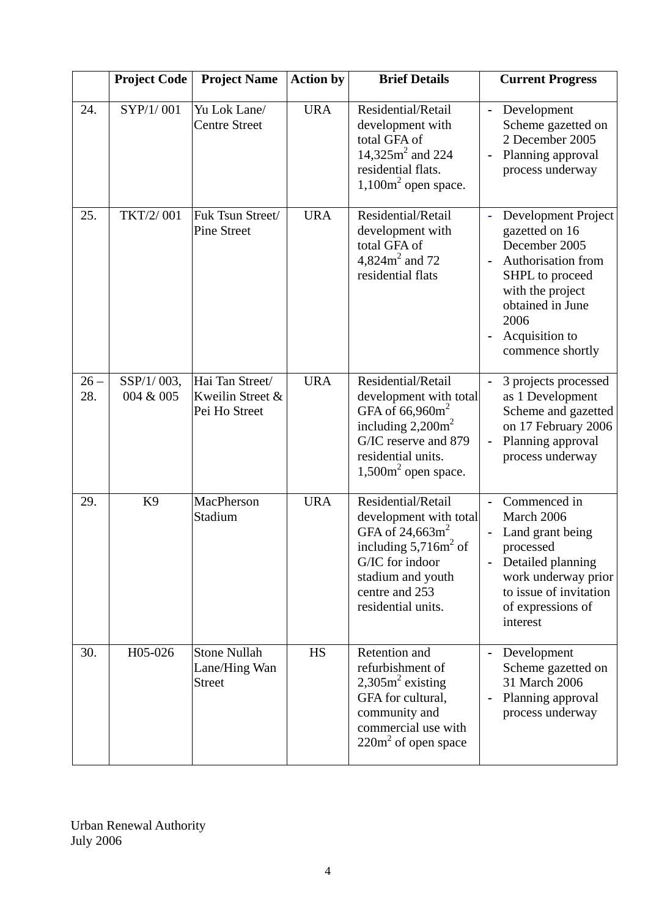|  | Project Code | Project Name | Action by | Brief Details | Current Progress |
|---|---|---|---|---|---|
| 24. | SYP/1/ 001 | Yu Lok Lane/ Centre Street | URA | Residential/Retail development with total GFA of 14,325m$^2$ and 224 residential flats. 1,100m$^2$ open space. | - Development Scheme gazetted on 2 December 2005<br>- Planning approval process underway |
| 25. | TKT/2/ 001 | Fuk Tsun Street/ Pine Street | URA | Residential/Retail development with total GFA of 4,824m$^2$ and 72 residential flats | - Development Project gazetted on 16 December 2005<br>- Authorisation from SHPL to proceed with the project obtained in June 2006<br>- Acquisition to commence shortly |
| 26 – 28. | SSP/1/ 003, 004 & 005 | Hai Tan Street/ Kweilin Street & Pei Ho Street | URA | Residential/Retail development with total GFA of 66,960m$^2$ including 2,200m$^2$ G/IC reserve and 879 residential units. 1,500m$^2$ open space. | - 3 projects processed as 1 Development Scheme and gazetted on 17 February 2006<br>- Planning approval process underway |
| 29. | K9 | MacPherson Stadium | URA | Residential/Retail development with total GFA of 24,663m$^2$ including 5,716m$^2$ of G/IC for indoor stadium and youth centre and 253 residential units. | - Commenced in March 2006<br>- Land grant being processed<br>- Detailed planning work underway prior to issue of invitation of expressions of interest |
| 30. | H05-026 | Stone Nullah Lane/Hing Wan Street | HS | Retention and refurbishment of 2,305m$^2$ existing GFA for cultural, community and commercial use with 220m$^2$ of open space | - Development Scheme gazetted on 31 March 2006<br>- Planning approval process underway |

Urban Renewal Authority
July 2006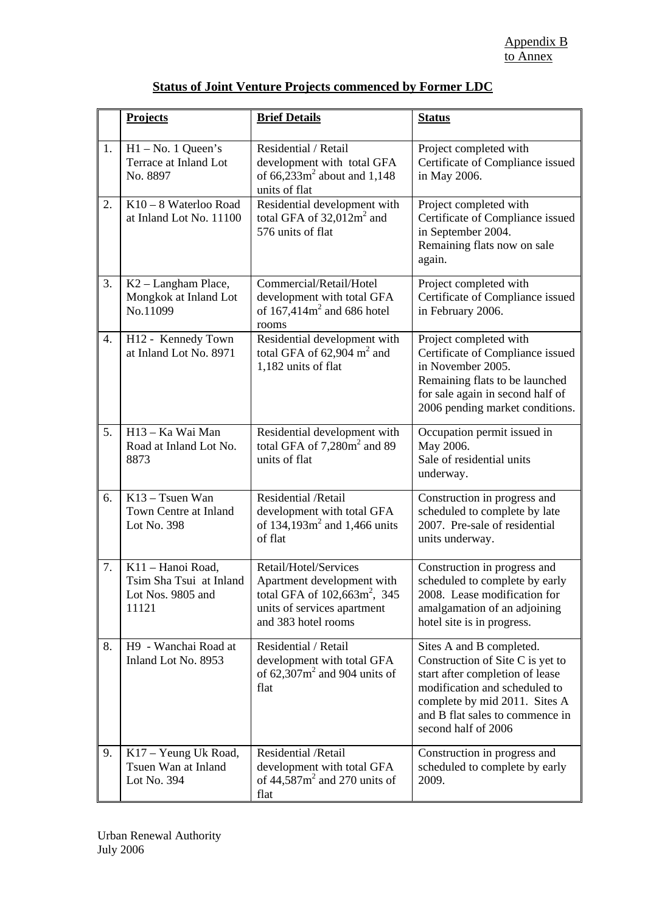Appendix B
to Annex

## Status of Joint Venture Projects commenced by Former LDC

| | Projects | Brief Details | Status |
|---|---|---|---|
| 1. | H1 – No. 1 Queen's Terrace at Inland Lot No. 8897 | Residential / Retail development with total GFA of 66,233m$^2$ about and 1,148 units of flat | Project completed with Certificate of Compliance issued in May 2006. |
| 2. | K10 – 8 Waterloo Road at Inland Lot No. 11100 | Residential development with total GFA of 32,012m$^2$ and 576 units of flat | Project completed with Certificate of Compliance issued in September 2004. Remaining flats now on sale again. |
| 3. | K2 – Langham Place, Mongkok at Inland Lot No.11099 | Commercial/Retail/Hotel development with total GFA of 167,414m$^2$ and 686 hotel rooms | Project completed with Certificate of Compliance issued in February 2006. |
| 4. | H12 - Kennedy Town at Inland Lot No. 8971 | Residential development with total GFA of 62,904 m$^2$ and 1,182 units of flat | Project completed with Certificate of Compliance issued in November 2005. Remaining flats to be launched for sale again in second half of 2006 pending market conditions. |
| 5. | H13 – Ka Wai Man Road at Inland Lot No. 8873 | Residential development with total GFA of 7,280m$^2$ and 89 units of flat | Occupation permit issued in May 2006. Sale of residential units underway. |
| 6. | K13 – Tsuen Wan Town Centre at Inland Lot No. 398 | Residential /Retail development with total GFA of 134,193m$^2$ and 1,466 units of flat | Construction in progress and scheduled to complete by late 2007. Pre-sale of residential units underway. |
| 7. | K11 – Hanoi Road, Tsim Sha Tsui at Inland Lot Nos. 9805 and 11121 | Retail/Hotel/Services Apartment development with total GFA of 102,663m$^2$, 345 units of services apartment and 383 hotel rooms | Construction in progress and scheduled to complete by early 2008. Lease modification for amalgamation of an adjoining hotel site is in progress. |
| 8. | H9 - Wanchai Road at Inland Lot No. 8953 | Residential / Retail development with total GFA of 62,307m$^2$ and 904 units of flat | Sites A and B completed. Construction of Site C is yet to start after completion of lease modification and scheduled to complete by mid 2011. Sites A and B flat sales to commence in second half of 2006 |
| 9. | K17 – Yeung Uk Road, Tsuen Wan at Inland Lot No. 394 | Residential /Retail development with total GFA of 44,587m$^2$ and 270 units of flat | Construction in progress and scheduled to complete by early 2009. |

Urban Renewal Authority
July 2006